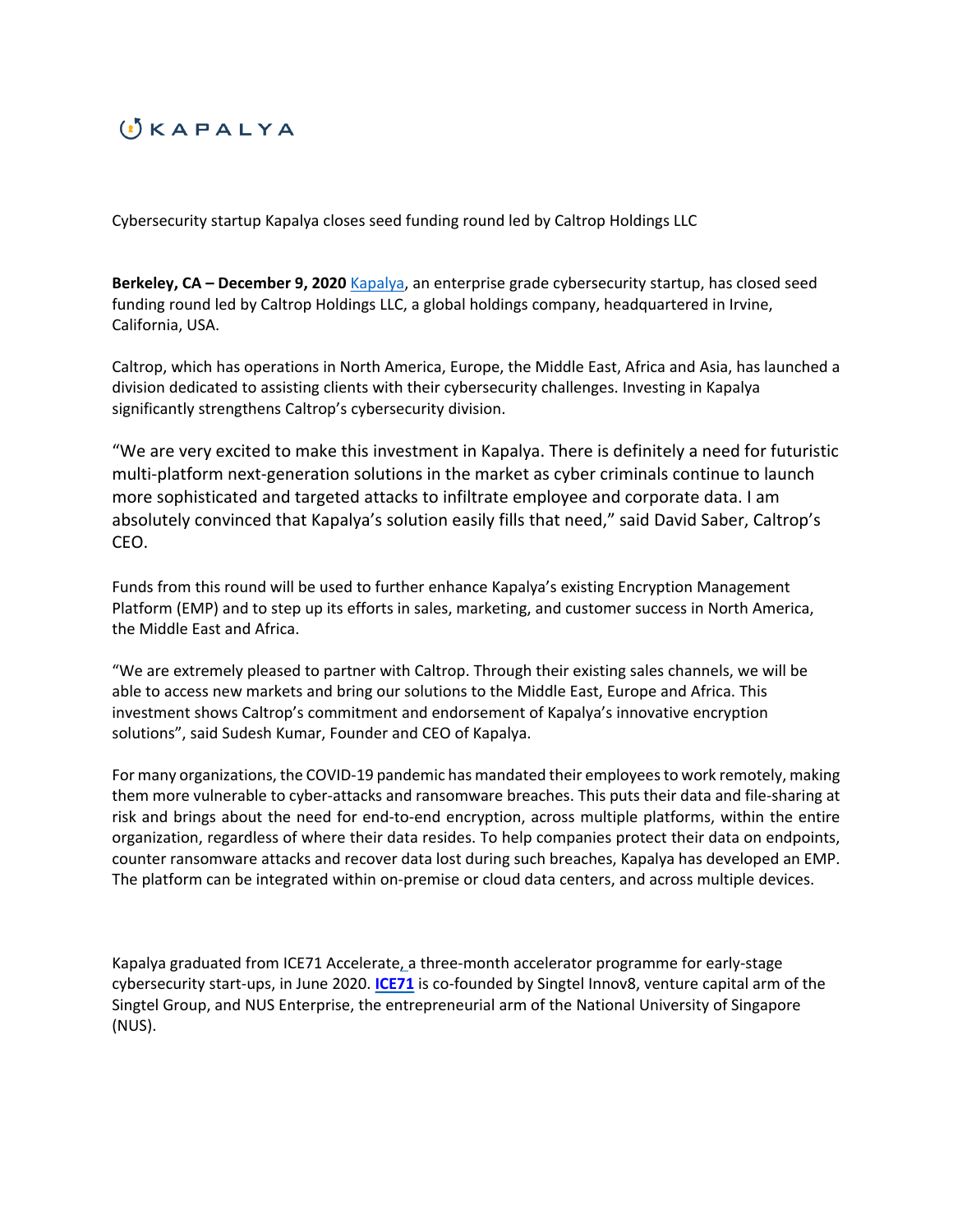KAPALYA

Cybersecurity startup Kapalya closes seed funding round led by Caltrop Holdings LLC

**Berkeley, CA – December 9, 2020** Kapalya, an enterprise grade cybersecurity startup, has closed seed funding round led by Caltrop Holdings LLC, a global holdings company, headquartered in Irvine, California, USA.

Caltrop, which has operations in North America, Europe, the Middle East, Africa and Asia, has launched a division dedicated to assisting clients with their cybersecurity challenges. Investing in Kapalya significantly strengthens Caltrop's cybersecurity division.

"We are very excited to make this investment in Kapalya. There is definitely a need for futuristic multi-platform next-generation solutions in the market as cyber criminals continue to launch more sophisticated and targeted attacks to infiltrate employee and corporate data. I am absolutely convinced that Kapalya's solution easily fills that need," said David Saber, Caltrop's CEO.

Funds from this round will be used to further enhance Kapalya's existing Encryption Management Platform (EMP) and to step up its efforts in sales, marketing, and customer success in North America, the Middle East and Africa.

"We are extremely pleased to partner with Caltrop. Through their existing sales channels, we will be able to access new markets and bring our solutions to the Middle East, Europe and Africa. This investment shows Caltrop's commitment and endorsement of Kapalya's innovative encryption solutions", said Sudesh Kumar, Founder and CEO of Kapalya.

For many organizations, the COVID-19 pandemic has mandated their employees to work remotely, making them more vulnerable to cyber-attacks and ransomware breaches. This puts their data and file-sharing at risk and brings about the need for end-to-end encryption, across multiple platforms, within the entire organization, regardless of where their data resides. To help companies protect their data on endpoints, counter ransomware attacks and recover data lost during such breaches, Kapalya has developed an EMP. The platform can be integrated within on-premise or cloud data centers, and across multiple devices.

Kapalya graduated from ICE71 Accelerate, a three-month accelerator programme for early-stage cybersecurity start-ups, in June 2020. **ICE71** is co-founded by Singtel Innov8, venture capital arm of the Singtel Group, and NUS Enterprise, the entrepreneurial arm of the National University of Singapore (NUS).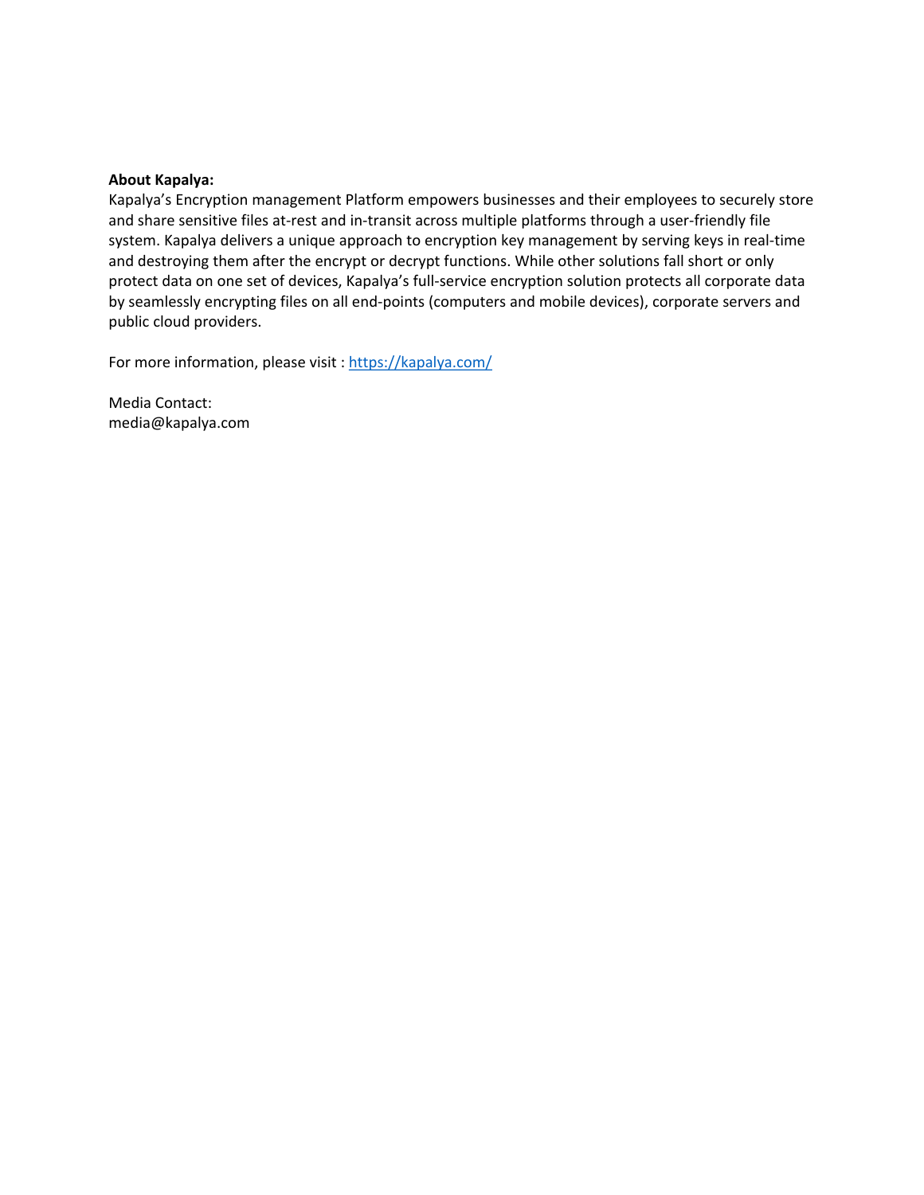**About Kapalya:**
Kapalya's Encryption management Platform empowers businesses and their employees to securely store and share sensitive files at-rest and in-transit across multiple platforms through a user-friendly file system. Kapalya delivers a unique approach to encryption key management by serving keys in real-time and destroying them after the encrypt or decrypt functions. While other solutions fall short or only protect data on one set of devices, Kapalya's full-service encryption solution protects all corporate data by seamlessly encrypting files on all end-points (computers and mobile devices), corporate servers and public cloud providers.

For more information, please visit : [https://kapalya.com/](https://kapalya.com/)

Media Contact:
media@kapalya.com